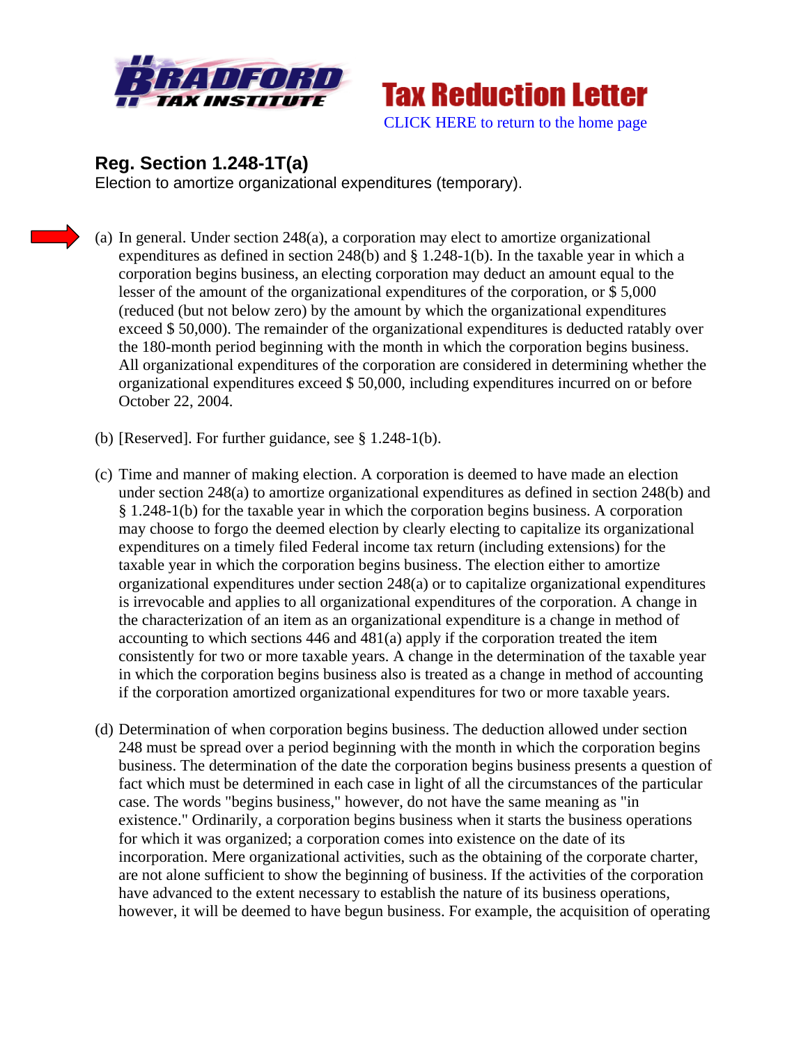Tax Reduction Letter

CLICK HERE to return to the home page

## Reg. Section 1.248-1T(a)

Election to amortize organizational expenditures (temporary).

(a) In general. Under section 248(a), a corporation may elect to amortize organizational expenditures as defined in section 248(b) and § 1.248-1(b). In the taxable year in which a corporation begins business, an electing corporation may deduct an amount equal to the lesser of the amount of the organizational expenditures of the corporation, or $ 5,000 (reduced (but not below zero) by the amount by which the organizational expenditures exceed $ 50,000). The remainder of the organizational expenditures is deducted ratably over the 180-month period beginning with the month in which the corporation begins business. All organizational expenditures of the corporation are considered in determining whether the organizational expenditures exceed $ 50,000, including expenditures incurred on or before October 22, 2004.

(b) [Reserved]. For further guidance, see § 1.248-1(b).

(c) Time and manner of making election. A corporation is deemed to have made an election under section 248(a) to amortize organizational expenditures as defined in section 248(b) and § 1.248-1(b) for the taxable year in which the corporation begins business. A corporation may choose to forgo the deemed election by clearly electing to capitalize its organizational expenditures on a timely filed Federal income tax return (including extensions) for the taxable year in which the corporation begins business. The election either to amortize organizational expenditures under section 248(a) or to capitalize organizational expenditures is irrevocable and applies to all organizational expenditures of the corporation. A change in the characterization of an item as an organizational expenditure is a change in method of accounting to which sections 446 and 481(a) apply if the corporation treated the item consistently for two or more taxable years. A change in the determination of the taxable year in which the corporation begins business also is treated as a change in method of accounting if the corporation amortized organizational expenditures for two or more taxable years.

(d) Determination of when corporation begins business. The deduction allowed under section 248 must be spread over a period beginning with the month in which the corporation begins business. The determination of the date the corporation begins business presents a question of fact which must be determined in each case in light of all the circumstances of the particular case. The words "begins business," however, do not have the same meaning as "in existence." Ordinarily, a corporation begins business when it starts the business operations for which it was organized; a corporation comes into existence on the date of its incorporation. Mere organizational activities, such as the obtaining of the corporate charter, are not alone sufficient to show the beginning of business. If the activities of the corporation have advanced to the extent necessary to establish the nature of its business operations, however, it will be deemed to have begun business. For example, the acquisition of operating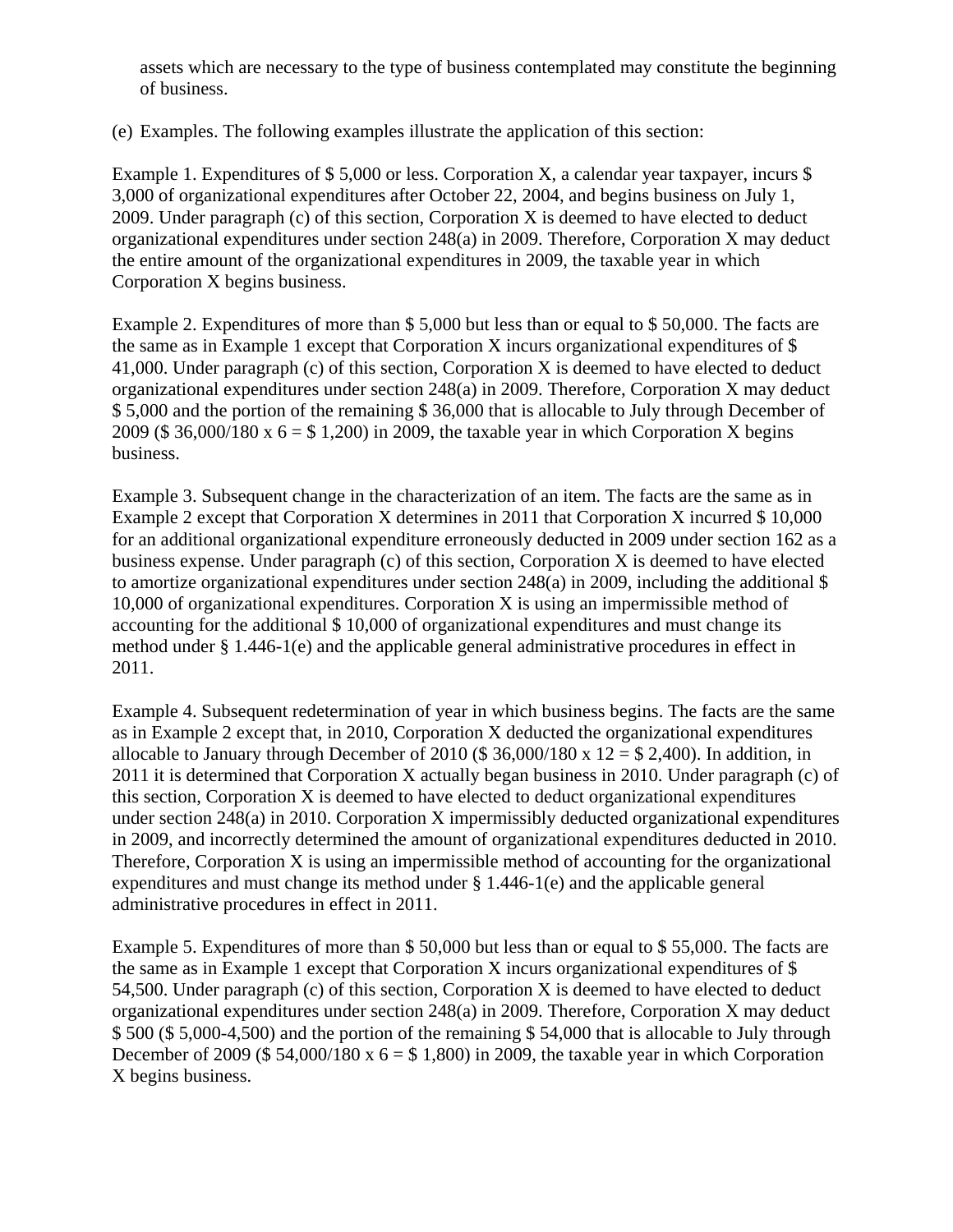assets which are necessary to the type of business contemplated may constitute the beginning of business.

(e) Examples. The following examples illustrate the application of this section:

Example 1. Expenditures of $ 5,000 or less. Corporation X, a calendar year taxpayer, incurs $ 3,000 of organizational expenditures after October 22, 2004, and begins business on July 1, 2009. Under paragraph (c) of this section, Corporation X is deemed to have elected to deduct organizational expenditures under section 248(a) in 2009. Therefore, Corporation X may deduct the entire amount of the organizational expenditures in 2009, the taxable year in which Corporation X begins business.

Example 2. Expenditures of more than $ 5,000 but less than or equal to $ 50,000. The facts are the same as in Example 1 except that Corporation X incurs organizational expenditures of $ 41,000. Under paragraph (c) of this section, Corporation X is deemed to have elected to deduct organizational expenditures under section 248(a) in 2009. Therefore, Corporation X may deduct $ 5,000 and the portion of the remaining $ 36,000 that is allocable to July through December of 2009 ($ 36,000/180 x 6 = $ 1,200) in 2009, the taxable year in which Corporation X begins business.

Example 3. Subsequent change in the characterization of an item. The facts are the same as in Example 2 except that Corporation X determines in 2011 that Corporation X incurred $ 10,000 for an additional organizational expenditure erroneously deducted in 2009 under section 162 as a business expense. Under paragraph (c) of this section, Corporation X is deemed to have elected to amortize organizational expenditures under section 248(a) in 2009, including the additional $ 10,000 of organizational expenditures. Corporation X is using an impermissible method of accounting for the additional $ 10,000 of organizational expenditures and must change its method under § 1.446-1(e) and the applicable general administrative procedures in effect in 2011.

Example 4. Subsequent redetermination of year in which business begins. The facts are the same as in Example 2 except that, in 2010, Corporation X deducted the organizational expenditures allocable to January through December of 2010 ($ 36,000/180 x 12 = $ 2,400). In addition, in 2011 it is determined that Corporation X actually began business in 2010. Under paragraph (c) of this section, Corporation X is deemed to have elected to deduct organizational expenditures under section 248(a) in 2010. Corporation X impermissibly deducted organizational expenditures in 2009, and incorrectly determined the amount of organizational expenditures deducted in 2010. Therefore, Corporation X is using an impermissible method of accounting for the organizational expenditures and must change its method under § 1.446-1(e) and the applicable general administrative procedures in effect in 2011.

Example 5. Expenditures of more than $ 50,000 but less than or equal to $ 55,000. The facts are the same as in Example 1 except that Corporation X incurs organizational expenditures of $ 54,500. Under paragraph (c) of this section, Corporation X is deemed to have elected to deduct organizational expenditures under section 248(a) in 2009. Therefore, Corporation X may deduct $ 500 ($ 5,000-4,500) and the portion of the remaining $ 54,000 that is allocable to July through December of 2009 ($ 54,000/180 x 6 = $ 1,800) in 2009, the taxable year in which Corporation X begins business.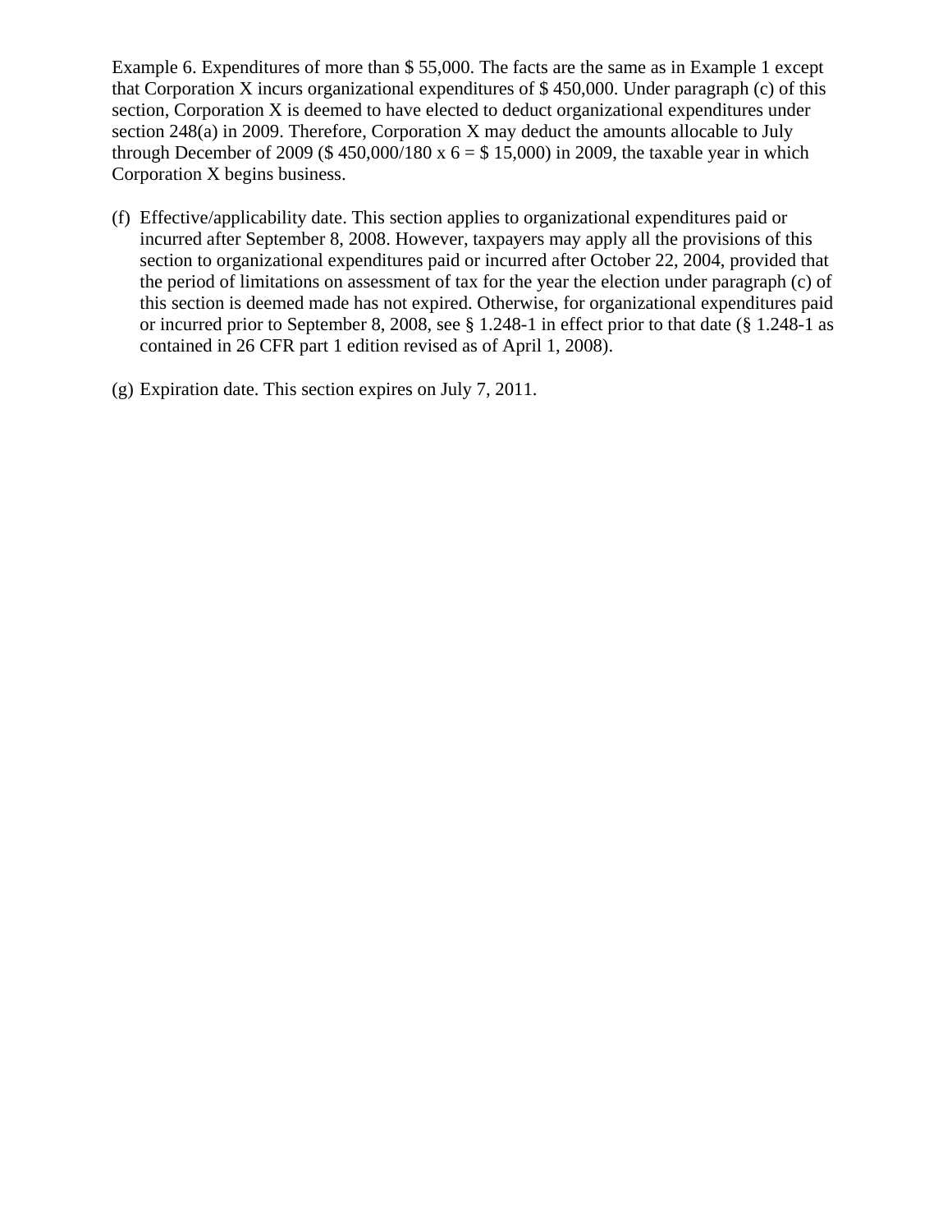Example 6. Expenditures of more than $ 55,000. The facts are the same as in Example 1 except that Corporation X incurs organizational expenditures of $ 450,000. Under paragraph (c) of this section, Corporation X is deemed to have elected to deduct organizational expenditures under section 248(a) in 2009. Therefore, Corporation X may deduct the amounts allocable to July through December of 2009 ($ 450,000/180 x 6 = $ 15,000) in 2009, the taxable year in which Corporation X begins business.

(f) Effective/applicability date. This section applies to organizational expenditures paid or incurred after September 8, 2008. However, taxpayers may apply all the provisions of this section to organizational expenditures paid or incurred after October 22, 2004, provided that the period of limitations on assessment of tax for the year the election under paragraph (c) of this section is deemed made has not expired. Otherwise, for organizational expenditures paid or incurred prior to September 8, 2008, see § 1.248-1 in effect prior to that date (§ 1.248-1 as contained in 26 CFR part 1 edition revised as of April 1, 2008).

(g) Expiration date. This section expires on July 7, 2011.